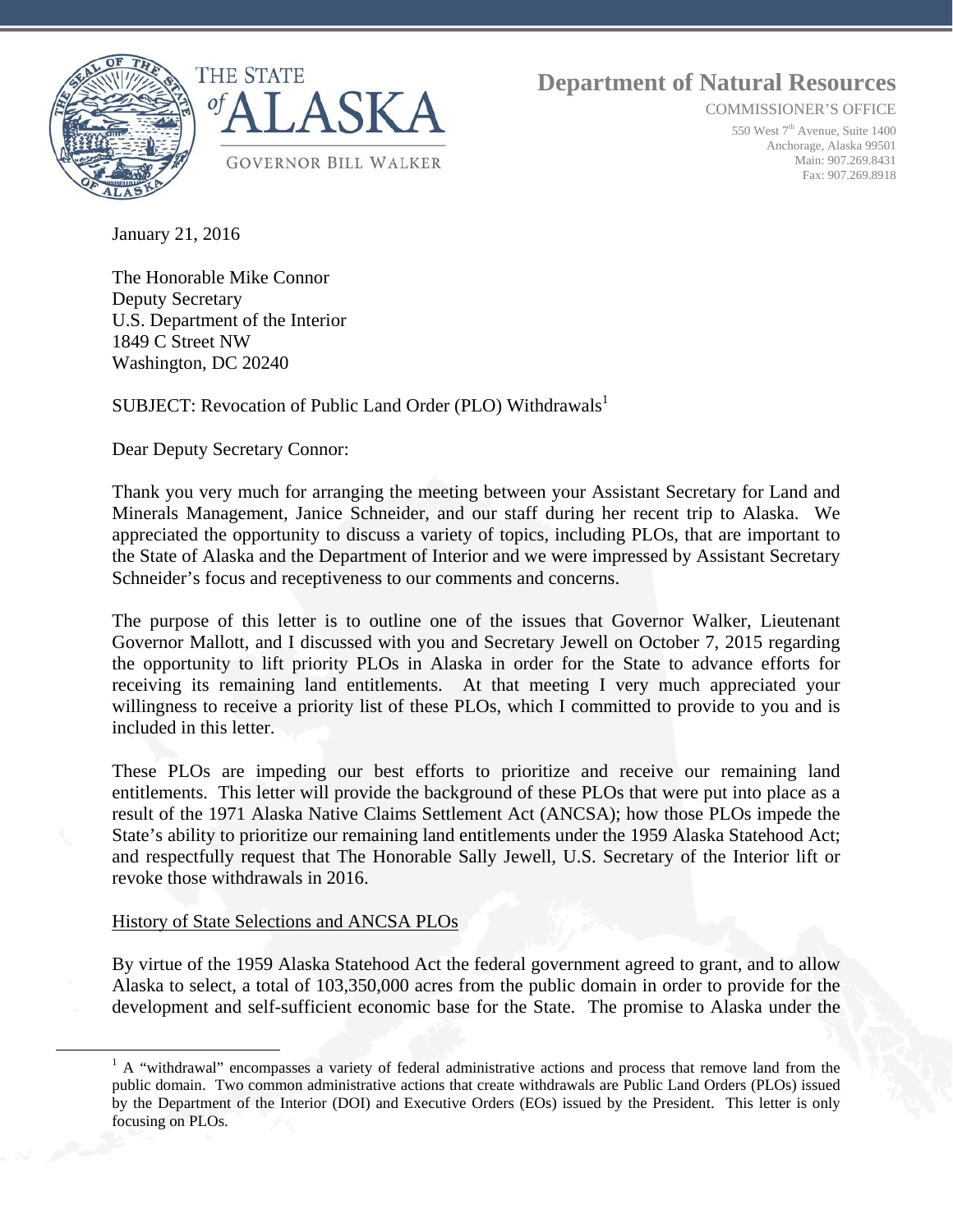THE STATE of ALASKA

GOVERNOR BILL WALKER

# Department of Natural Resources

COMMISSIONER'S OFFICE

550 West 7th Avenue, Suite 1400
Anchorage, Alaska 99501
Main: 907.269.8431
Fax: 907.269.8918

January 21, 2016

The Honorable Mike Connor
Deputy Secretary
U.S. Department of the Interior
1849 C Street NW
Washington, DC 20240

SUBJECT: Revocation of Public Land Order (PLO) Withdrawals[1]

Dear Deputy Secretary Connor:

Thank you very much for arranging the meeting between your Assistant Secretary for Land and Minerals Management, Janice Schneider, and our staff during her recent trip to Alaska. We appreciated the opportunity to discuss a variety of topics, including PLOs, that are important to the State of Alaska and the Department of Interior and we were impressed by Assistant Secretary Schneider's focus and receptiveness to our comments and concerns.

The purpose of this letter is to outline one of the issues that Governor Walker, Lieutenant Governor Mallott, and I discussed with you and Secretary Jewell on October 7, 2015 regarding the opportunity to lift priority PLOs in Alaska in order for the State to advance efforts for receiving its remaining land entitlements. At that meeting I very much appreciated your willingness to receive a priority list of these PLOs, which I committed to provide to you and is included in this letter.

These PLOs are impeding our best efforts to prioritize and receive our remaining land entitlements. This letter will provide the background of these PLOs that were put into place as a result of the 1971 Alaska Native Claims Settlement Act (ANCSA); how those PLOs impede the State's ability to prioritize our remaining land entitlements under the 1959 Alaska Statehood Act; and respectfully request that The Honorable Sally Jewell, U.S. Secretary of the Interior lift or revoke those withdrawals in 2016.

History of State Selections and ANCSA PLOs

By virtue of the 1959 Alaska Statehood Act the federal government agreed to grant, and to allow Alaska to select, a total of 103,350,000 acres from the public domain in order to provide for the development and self-sufficient economic base for the State. The promise to Alaska under the

[1] A "withdrawal" encompasses a variety of federal administrative actions and process that remove land from the public domain. Two common administrative actions that create withdrawals are Public Land Orders (PLOs) issued by the Department of the Interior (DOI) and Executive Orders (EOs) issued by the President. This letter is only focusing on PLOs.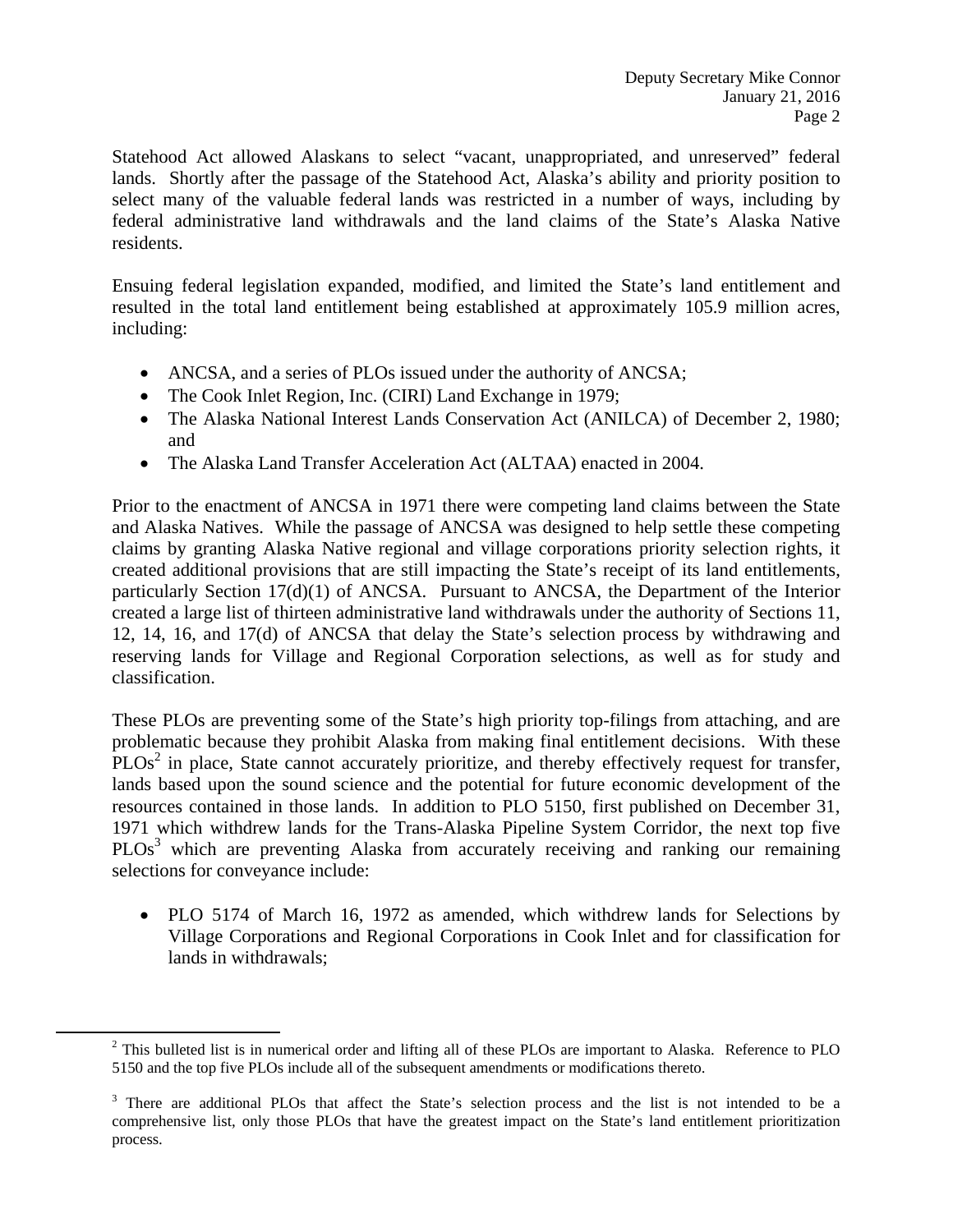Statehood Act allowed Alaskans to select "vacant, unappropriated, and unreserved" federal lands. Shortly after the passage of the Statehood Act, Alaska's ability and priority position to select many of the valuable federal lands was restricted in a number of ways, including by federal administrative land withdrawals and the land claims of the State's Alaska Native residents.

Ensuing federal legislation expanded, modified, and limited the State's land entitlement and resulted in the total land entitlement being established at approximately 105.9 million acres, including:

- ANCSA, and a series of PLOs issued under the authority of ANCSA;
- The Cook Inlet Region, Inc. (CIRI) Land Exchange in 1979;
- The Alaska National Interest Lands Conservation Act (ANILCA) of December 2, 1980; and
- The Alaska Land Transfer Acceleration Act (ALTAA) enacted in 2004.

Prior to the enactment of ANCSA in 1971 there were competing land claims between the State and Alaska Natives. While the passage of ANCSA was designed to help settle these competing claims by granting Alaska Native regional and village corporations priority selection rights, it created additional provisions that are still impacting the State's receipt of its land entitlements, particularly Section 17(d)(1) of ANCSA. Pursuant to ANCSA, the Department of the Interior created a large list of thirteen administrative land withdrawals under the authority of Sections 11, 12, 14, 16, and 17(d) of ANCSA that delay the State's selection process by withdrawing and reserving lands for Village and Regional Corporation selections, as well as for study and classification.

These PLOs are preventing some of the State's high priority top-filings from attaching, and are problematic because they prohibit Alaska from making final entitlement decisions. With these PLOs[2] in place, State cannot accurately prioritize, and thereby effectively request for transfer, lands based upon the sound science and the potential for future economic development of the resources contained in those lands. In addition to PLO 5150, first published on December 31, 1971 which withdrew lands for the Trans-Alaska Pipeline System Corridor, the next top five PLOs[3] which are preventing Alaska from accurately receiving and ranking our remaining selections for conveyance include:

- PLO 5174 of March 16, 1972 as amended, which withdrew lands for Selections by Village Corporations and Regional Corporations in Cook Inlet and for classification for lands in withdrawals;

[2] This bulleted list is in numerical order and lifting all of these PLOs are important to Alaska. Reference to PLO 5150 and the top five PLOs include all of the subsequent amendments or modifications thereto.

[3] There are additional PLOs that affect the State's selection process and the list is not intended to be a comprehensive list, only those PLOs that have the greatest impact on the State's land entitlement prioritization process.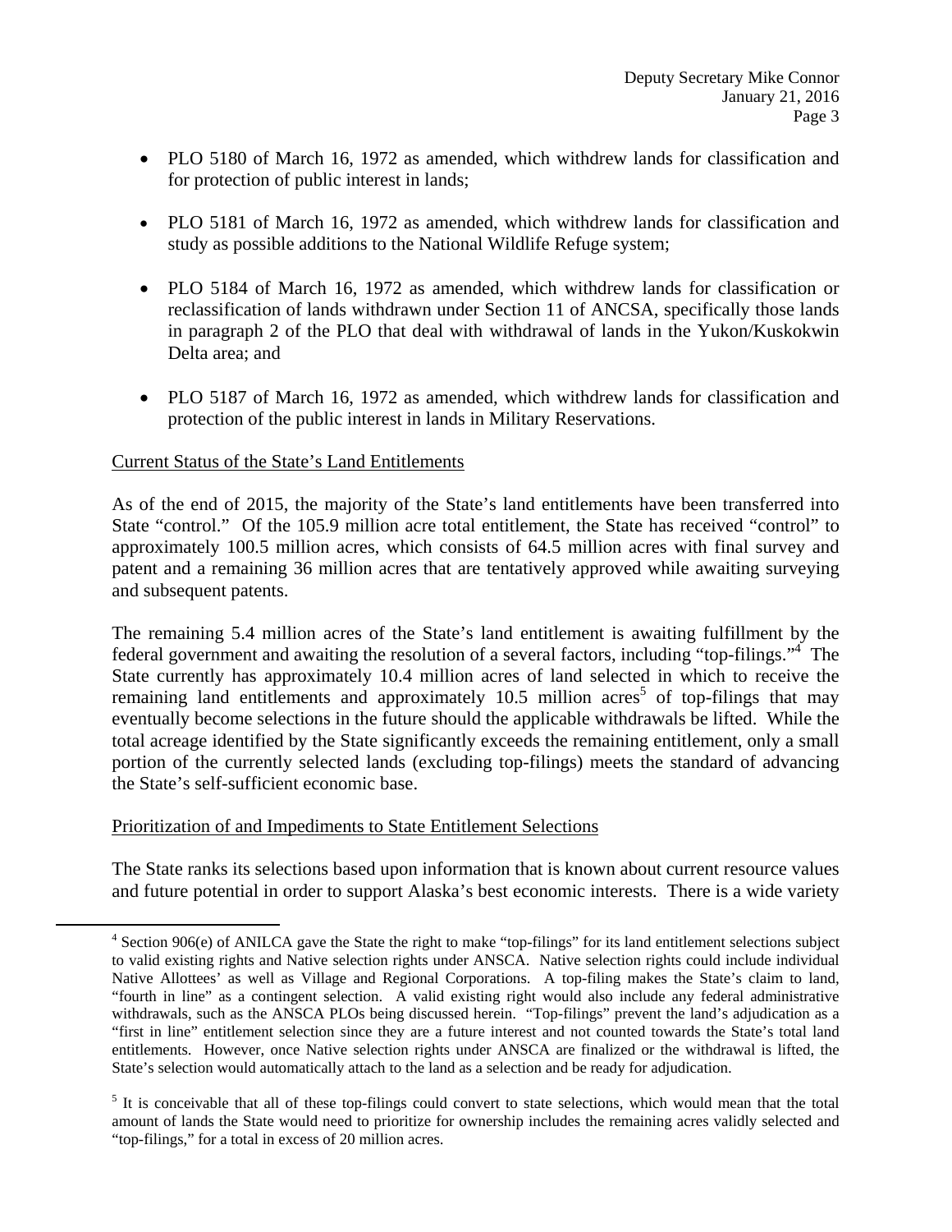- PLO 5180 of March 16, 1972 as amended, which withdrew lands for classification and for protection of public interest in lands;

- PLO 5181 of March 16, 1972 as amended, which withdrew lands for classification and study as possible additions to the National Wildlife Refuge system;

- PLO 5184 of March 16, 1972 as amended, which withdrew lands for classification or reclassification of lands withdrawn under Section 11 of ANCSA, specifically those lands in paragraph 2 of the PLO that deal with withdrawal of lands in the Yukon/Kuskokwin Delta area; and

- PLO 5187 of March 16, 1972 as amended, which withdrew lands for classification and protection of the public interest in lands in Military Reservations.

Current Status of the State's Land Entitlements

As of the end of 2015, the majority of the State's land entitlements have been transferred into State "control." Of the 105.9 million acre total entitlement, the State has received "control" to approximately 100.5 million acres, which consists of 64.5 million acres with final survey and patent and a remaining 36 million acres that are tentatively approved while awaiting surveying and subsequent patents.

The remaining 5.4 million acres of the State's land entitlement is awaiting fulfillment by the federal government and awaiting the resolution of a several factors, including "top-filings."[4] The State currently has approximately 10.4 million acres of land selected in which to receive the remaining land entitlements and approximately 10.5 million acres[5] of top-filings that may eventually become selections in the future should the applicable withdrawals be lifted. While the total acreage identified by the State significantly exceeds the remaining entitlement, only a small portion of the currently selected lands (excluding top-filings) meets the standard of advancing the State's self-sufficient economic base.

Prioritization of and Impediments to State Entitlement Selections

The State ranks its selections based upon information that is known about current resource values and future potential in order to support Alaska's best economic interests. There is a wide variety

---

[4] Section 906(e) of ANILCA gave the State the right to make "top-filings" for its land entitlement selections subject to valid existing rights and Native selection rights under ANSCA. Native selection rights could include individual Native Allottees' as well as Village and Regional Corporations. A top-filing makes the State's claim to land, "fourth in line" as a contingent selection. A valid existing right would also include any federal administrative withdrawals, such as the ANSCA PLOs being discussed herein. "Top-filings" prevent the land's adjudication as a "first in line" entitlement selection since they are a future interest and not counted towards the State's total land entitlements. However, once Native selection rights under ANSCA are finalized or the withdrawal is lifted, the State's selection would automatically attach to the land as a selection and be ready for adjudication.

[5] It is conceivable that all of these top-filings could convert to state selections, which would mean that the total amount of lands the State would need to prioritize for ownership includes the remaining acres validly selected and "top-filings," for a total in excess of 20 million acres.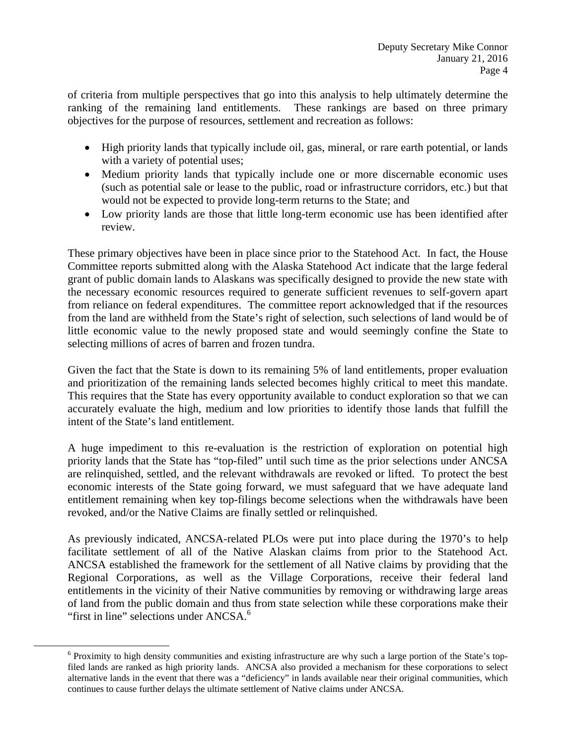of criteria from multiple perspectives that go into this analysis to help ultimately determine the ranking of the remaining land entitlements. These rankings are based on three primary objectives for the purpose of resources, settlement and recreation as follows:

- High priority lands that typically include oil, gas, mineral, or rare earth potential, or lands with a variety of potential uses;
- Medium priority lands that typically include one or more discernable economic uses (such as potential sale or lease to the public, road or infrastructure corridors, etc.) but that would not be expected to provide long-term returns to the State; and
- Low priority lands are those that little long-term economic use has been identified after review.

These primary objectives have been in place since prior to the Statehood Act. In fact, the House Committee reports submitted along with the Alaska Statehood Act indicate that the large federal grant of public domain lands to Alaskans was specifically designed to provide the new state with the necessary economic resources required to generate sufficient revenues to self-govern apart from reliance on federal expenditures. The committee report acknowledged that if the resources from the land are withheld from the State's right of selection, such selections of land would be of little economic value to the newly proposed state and would seemingly confine the State to selecting millions of acres of barren and frozen tundra.

Given the fact that the State is down to its remaining 5% of land entitlements, proper evaluation and prioritization of the remaining lands selected becomes highly critical to meet this mandate. This requires that the State has every opportunity available to conduct exploration so that we can accurately evaluate the high, medium and low priorities to identify those lands that fulfill the intent of the State's land entitlement.

A huge impediment to this re-evaluation is the restriction of exploration on potential high priority lands that the State has "top-filed" until such time as the prior selections under ANCSA are relinquished, settled, and the relevant withdrawals are revoked or lifted. To protect the best economic interests of the State going forward, we must safeguard that we have adequate land entitlement remaining when key top-filings become selections when the withdrawals have been revoked, and/or the Native Claims are finally settled or relinquished.

As previously indicated, ANCSA-related PLOs were put into place during the 1970's to help facilitate settlement of all of the Native Alaskan claims from prior to the Statehood Act. ANCSA established the framework for the settlement of all Native claims by providing that the Regional Corporations, as well as the Village Corporations, receive their federal land entitlements in the vicinity of their Native communities by removing or withdrawing large areas of land from the public domain and thus from state selection while these corporations make their "first in line" selections under ANCSA.[6]

[6] Proximity to high density communities and existing infrastructure are why such a large portion of the State's top-filed lands are ranked as high priority lands. ANCSA also provided a mechanism for these corporations to select alternative lands in the event that there was a "deficiency" in lands available near their original communities, which continues to cause further delays the ultimate settlement of Native claims under ANCSA.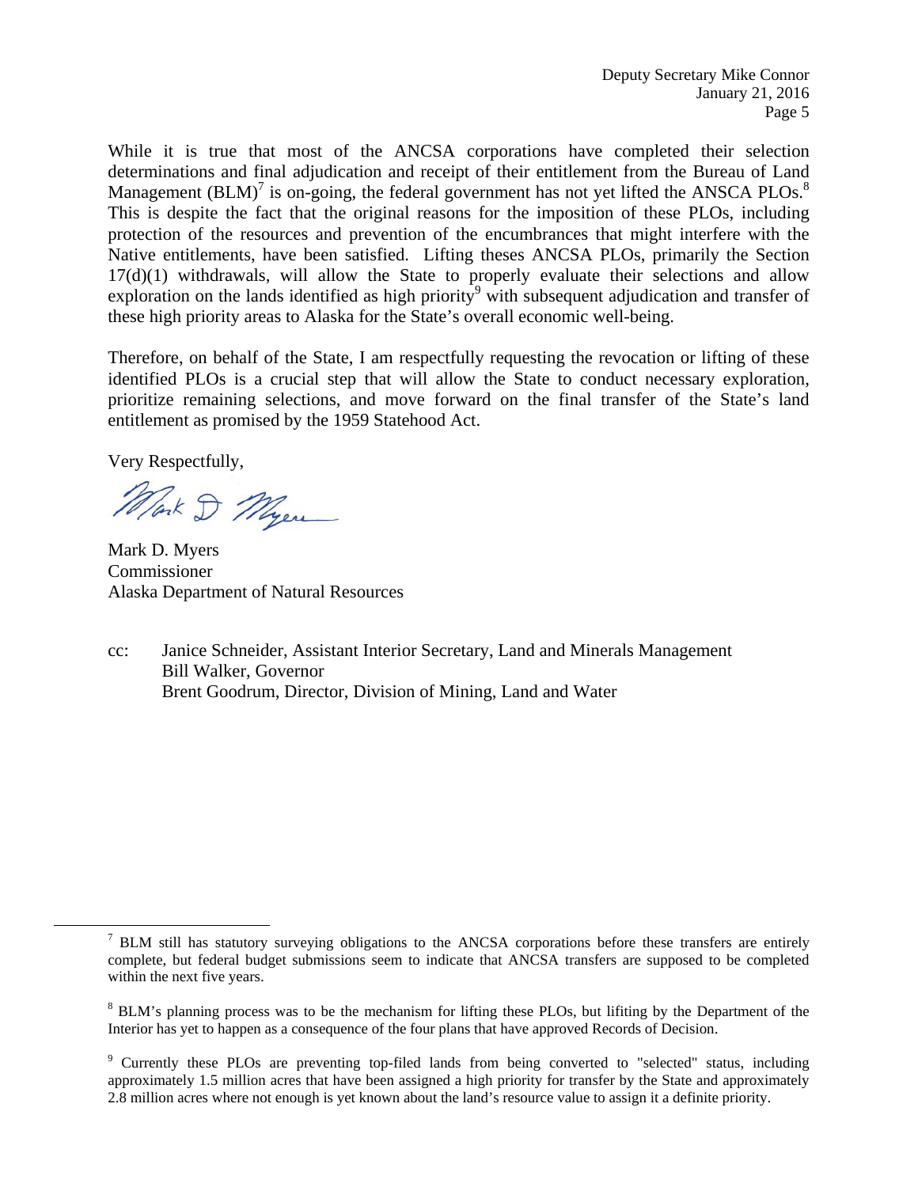While it is true that most of the ANCSA corporations have completed their selection determinations and final adjudication and receipt of their entitlement from the Bureau of Land Management (BLM)[7] is on-going, the federal government has not yet lifted the ANSCA PLOs.[8] This is despite the fact that the original reasons for the imposition of these PLOs, including protection of the resources and prevention of the encumbrances that might interfere with the Native entitlements, have been satisfied. Lifting theses ANCSA PLOs, primarily the Section 17(d)(1) withdrawals, will allow the State to properly evaluate their selections and allow exploration on the lands identified as high priority[9] with subsequent adjudication and transfer of these high priority areas to Alaska for the State's overall economic well-being.

Therefore, on behalf of the State, I am respectfully requesting the revocation or lifting of these identified PLOs is a crucial step that will allow the State to conduct necessary exploration, prioritize remaining selections, and move forward on the final transfer of the State's land entitlement as promised by the 1959 Statehood Act.

Very Respectfully,

Mark D. Myers
Commissioner
Alaska Department of Natural Resources

cc: Janice Schneider, Assistant Interior Secretary, Land and Minerals Management
Bill Walker, Governor
Brent Goodrum, Director, Division of Mining, Land and Water

---

[7] BLM still has statutory surveying obligations to the ANCSA corporations before these transfers are entirely complete, but federal budget submissions seem to indicate that ANCSA transfers are supposed to be completed within the next five years.

[8] BLM's planning process was to be the mechanism for lifting these PLOs, but lifiting by the Department of the Interior has yet to happen as a consequence of the four plans that have approved Records of Decision.

[9] Currently these PLOs are preventing top-filed lands from being converted to "selected" status, including approximately 1.5 million acres that have been assigned a high priority for transfer by the State and approximately 2.8 million acres where not enough is yet known about the land's resource value to assign it a definite priority.